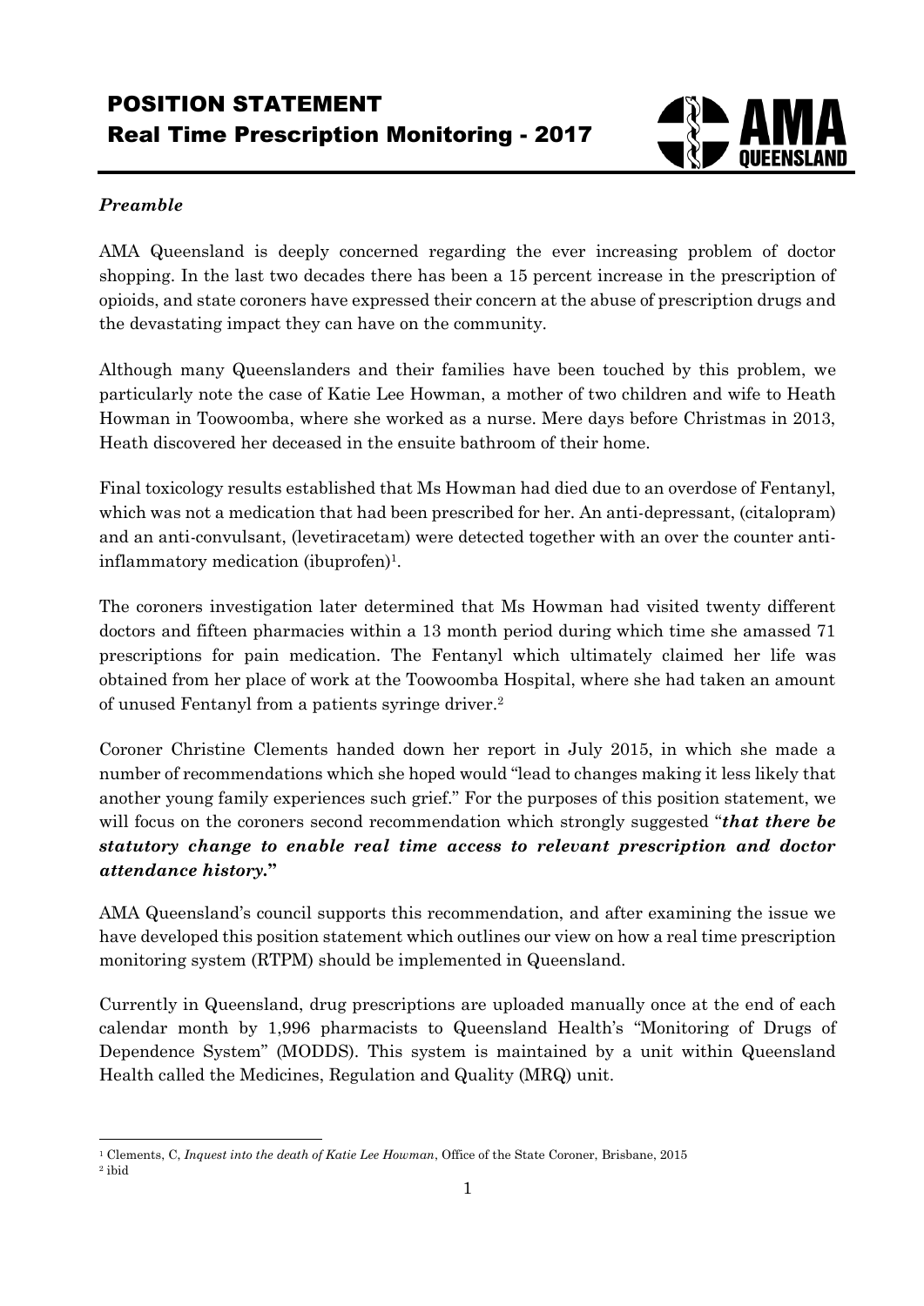# POSITION STATEMENT

## Real Time Prescription Monitoring - 2017

AMA QUEENSLAND

### *Preamble*

AMA Queensland is deeply concerned regarding the ever increasing problem of doctor shopping. In the last two decades there has been a 15 percent increase in the prescription of opioids, and state coroners have expressed their concern at the abuse of prescription drugs and the devastating impact they can have on the community.

Although many Queenslanders and their families have been touched by this problem, we particularly note the case of Katie Lee Howman, a mother of two children and wife to Heath Howman in Toowoomba, where she worked as a nurse. Mere days before Christmas in 2013, Heath discovered her deceased in the ensuite bathroom of their home.

Final toxicology results established that Ms Howman had died due to an overdose of Fentanyl, which was not a medication that had been prescribed for her. An anti-depressant, (citalopram) and an anti-convulsant, (levetiracetam) were detected together with an over the counter anti-inflammatory medication (ibuprofen)[1].

The coroners investigation later determined that Ms Howman had visited twenty different doctors and fifteen pharmacies within a 13 month period during which time she amassed 71 prescriptions for pain medication. The Fentanyl which ultimately claimed her life was obtained from her place of work at the Toowoomba Hospital, where she had taken an amount of unused Fentanyl from a patients syringe driver.[2]

Coroner Christine Clements handed down her report in July 2015, in which she made a number of recommendations which she hoped would "lead to changes making it less likely that another young family experiences such grief." For the purposes of this position statement, we will focus on the coroners second recommendation which strongly suggested "***that there be statutory change to enable real time access to relevant prescription and doctor attendance history.***"

AMA Queensland's council supports this recommendation, and after examining the issue we have developed this position statement which outlines our view on how a real time prescription monitoring system (RTPM) should be implemented in Queensland.

Currently in Queensland, drug prescriptions are uploaded manually once at the end of each calendar month by 1,996 pharmacists to Queensland Health's "Monitoring of Drugs of Dependence System" (MODDS). This system is maintained by a unit within Queensland Health called the Medicines, Regulation and Quality (MRQ) unit.

---

[1] Clements, C, *Inquest into the death of Katie Lee Howman*, Office of the State Coroner, Brisbane, 2015

[2] ibid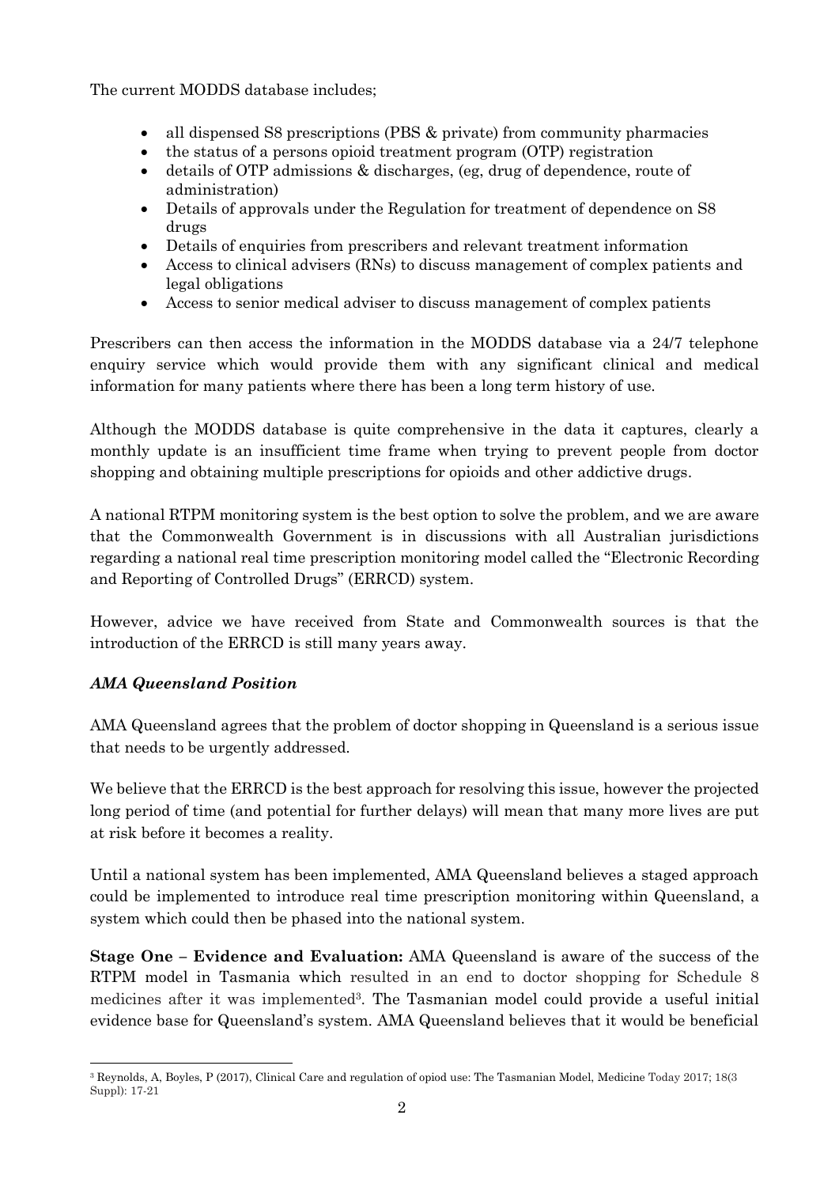The current MODDS database includes;

- all dispensed S8 prescriptions (PBS & private) from community pharmacies
- the status of a persons opioid treatment program (OTP) registration
- details of OTP admissions & discharges, (eg, drug of dependence, route of administration)
- Details of approvals under the Regulation for treatment of dependence on S8 drugs
- Details of enquiries from prescribers and relevant treatment information
- Access to clinical advisers (RNs) to discuss management of complex patients and legal obligations
- Access to senior medical adviser to discuss management of complex patients

Prescribers can then access the information in the MODDS database via a 24/7 telephone enquiry service which would provide them with any significant clinical and medical information for many patients where there has been a long term history of use.

Although the MODDS database is quite comprehensive in the data it captures, clearly a monthly update is an insufficient time frame when trying to prevent people from doctor shopping and obtaining multiple prescriptions for opioids and other addictive drugs.

A national RTPM monitoring system is the best option to solve the problem, and we are aware that the Commonwealth Government is in discussions with all Australian jurisdictions regarding a national real time prescription monitoring model called the "Electronic Recording and Reporting of Controlled Drugs" (ERRCD) system.

However, advice we have received from State and Commonwealth sources is that the introduction of the ERRCD is still many years away.

### *AMA Queensland Position*

AMA Queensland agrees that the problem of doctor shopping in Queensland is a serious issue that needs to be urgently addressed.

We believe that the ERRCD is the best approach for resolving this issue, however the projected long period of time (and potential for further delays) will mean that many more lives are put at risk before it becomes a reality.

Until a national system has been implemented, AMA Queensland believes a staged approach could be implemented to introduce real time prescription monitoring within Queensland, a system which could then be phased into the national system.

**Stage One – Evidence and Evaluation:** AMA Queensland is aware of the success of the RTPM model in Tasmania which resulted in an end to doctor shopping for Schedule 8 medicines after it was implemented[3]. The Tasmanian model could provide a useful initial evidence base for Queensland's system. AMA Queensland believes that it would be beneficial

---

[3] Reynolds, A, Boyles, P (2017), Clinical Care and regulation of opiod use: The Tasmanian Model, Medicine Today 2017; 18(3 Suppl): 17-21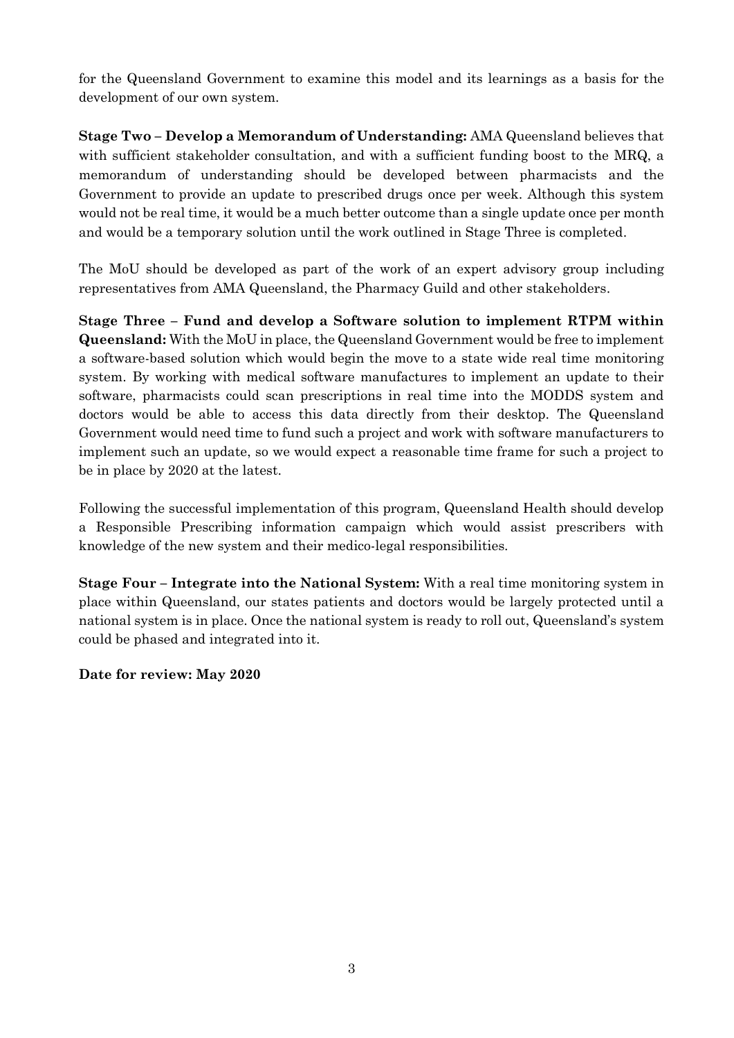for the Queensland Government to examine this model and its learnings as a basis for the development of our own system.

**Stage Two – Develop a Memorandum of Understanding:** AMA Queensland believes that with sufficient stakeholder consultation, and with a sufficient funding boost to the MRQ, a memorandum of understanding should be developed between pharmacists and the Government to provide an update to prescribed drugs once per week. Although this system would not be real time, it would be a much better outcome than a single update once per month and would be a temporary solution until the work outlined in Stage Three is completed.

The MoU should be developed as part of the work of an expert advisory group including representatives from AMA Queensland, the Pharmacy Guild and other stakeholders.

**Stage Three – Fund and develop a Software solution to implement RTPM within Queensland:** With the MoU in place, the Queensland Government would be free to implement a software-based solution which would begin the move to a state wide real time monitoring system. By working with medical software manufactures to implement an update to their software, pharmacists could scan prescriptions in real time into the MODDS system and doctors would be able to access this data directly from their desktop. The Queensland Government would need time to fund such a project and work with software manufacturers to implement such an update, so we would expect a reasonable time frame for such a project to be in place by 2020 at the latest.

Following the successful implementation of this program, Queensland Health should develop a Responsible Prescribing information campaign which would assist prescribers with knowledge of the new system and their medico-legal responsibilities.

**Stage Four – Integrate into the National System:** With a real time monitoring system in place within Queensland, our states patients and doctors would be largely protected until a national system is in place. Once the national system is ready to roll out, Queensland's system could be phased and integrated into it.

**Date for review: May 2020**